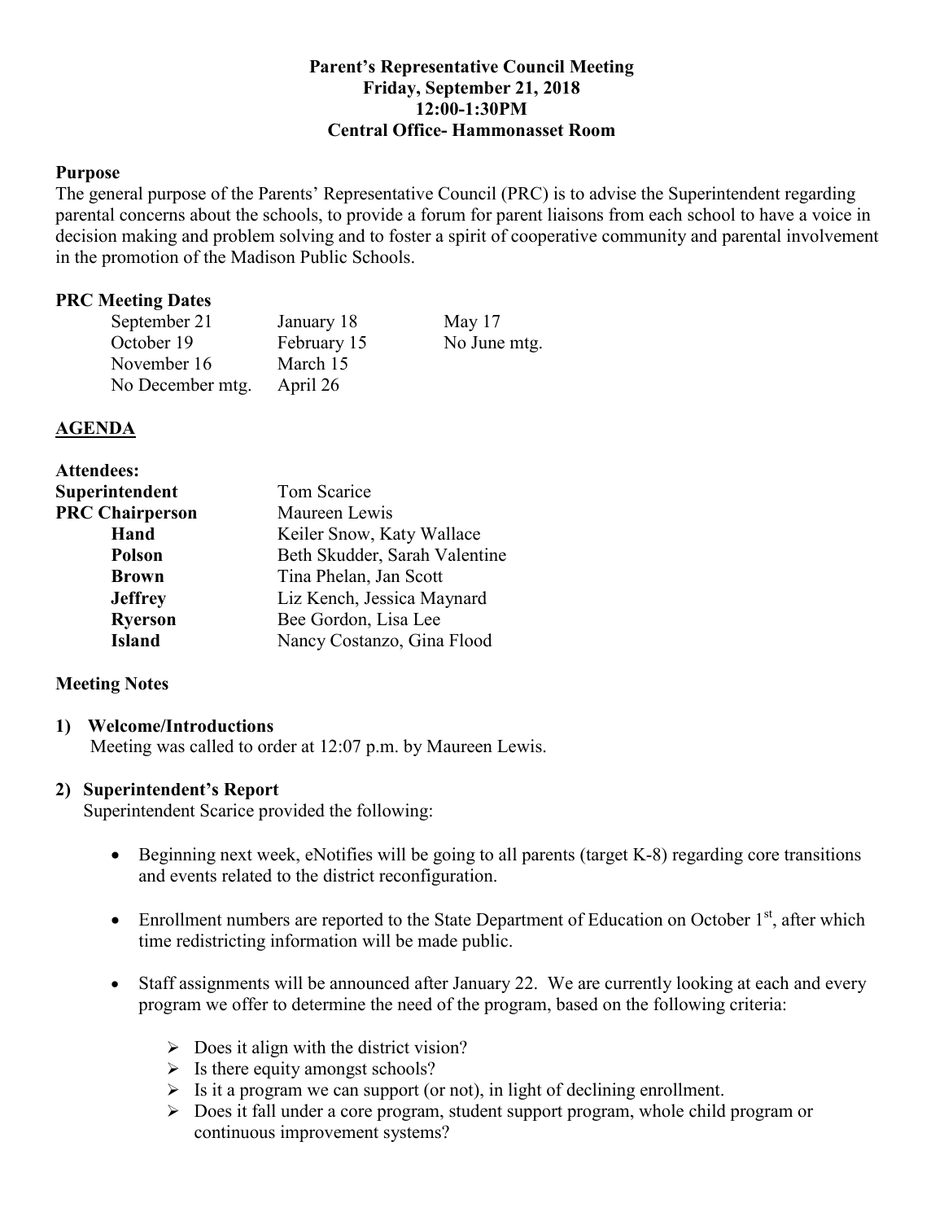**Parent's Representative Council Meeting**
**Friday, September 21, 2018**
**12:00-1:30PM**
**Central Office- Hammonasset Room**

**Purpose**

The general purpose of the Parents' Representative Council (PRC) is to advise the Superintendent regarding parental concerns about the schools, to provide a forum for parent liaisons from each school to have a voice in decision making and problem solving and to foster a spirit of cooperative community and parental involvement in the promotion of the Madison Public Schools.

**PRC Meeting Dates**

| | | |
|---|---|---|
| September 21 | January 18 | May 17 |
| October 19 | February 15 | No June mtg. |
| November 16 | March 15 | |
| No December mtg. | April 26 | |

**AGENDA**

**Attendees:**

| | |
|---|---|
| **Superintendent** | Tom Scarice |
| **PRC Chairperson** | Maureen Lewis |
| **Hand** | Keiler Snow, Katy Wallace |
| **Polson** | Beth Skudder, Sarah Valentine |
| **Brown** | Tina Phelan, Jan Scott |
| **Jeffrey** | Liz Kench, Jessica Maynard |
| **Ryerson** | Bee Gordon, Lisa Lee |
| **Island** | Nancy Costanzo, Gina Flood |

**Meeting Notes**

**1) Welcome/Introductions**

Meeting was called to order at 12:07 p.m. by Maureen Lewis.

**2) Superintendent's Report**

Superintendent Scarice provided the following:

- Beginning next week, eNotifies will be going to all parents (target K-8) regarding core transitions and events related to the district reconfiguration.
- Enrollment numbers are reported to the State Department of Education on October 1st, after which time redistricting information will be made public.
- Staff assignments will be announced after January 22. We are currently looking at each and every program we offer to determine the need of the program, based on the following criteria:
  - Does it align with the district vision?
  - Is there equity amongst schools?
  - Is it a program we can support (or not), in light of declining enrollment.
  - Does it fall under a core program, student support program, whole child program or continuous improvement systems?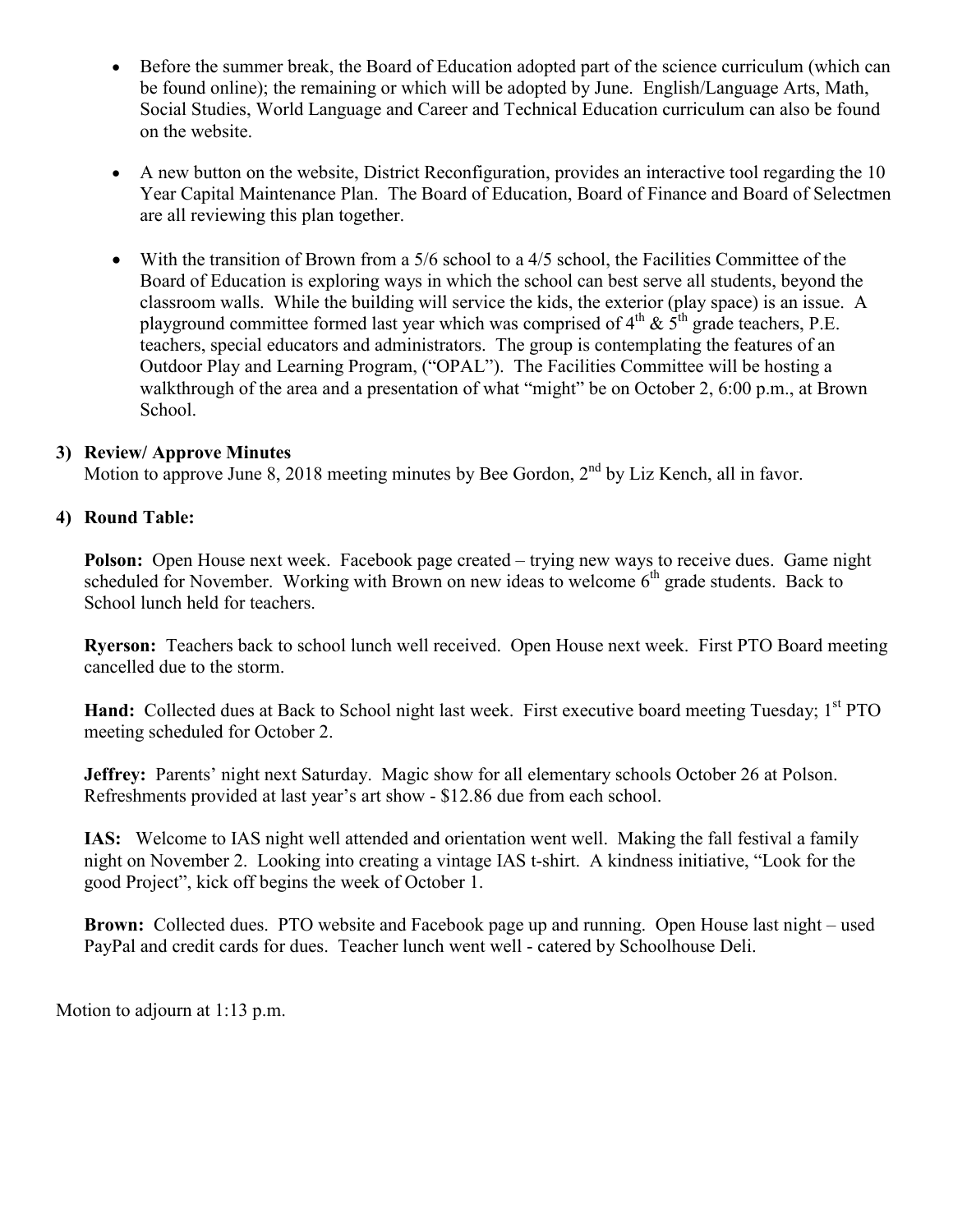- Before the summer break, the Board of Education adopted part of the science curriculum (which can be found online); the remaining or which will be adopted by June. English/Language Arts, Math, Social Studies, World Language and Career and Technical Education curriculum can also be found on the website.

- A new button on the website, District Reconfiguration, provides an interactive tool regarding the 10 Year Capital Maintenance Plan. The Board of Education, Board of Finance and Board of Selectmen are all reviewing this plan together.

- With the transition of Brown from a 5/6 school to a 4/5 school, the Facilities Committee of the Board of Education is exploring ways in which the school can best serve all students, beyond the classroom walls. While the building will service the kids, the exterior (play space) is an issue. A playground committee formed last year which was comprised of 4th & 5th grade teachers, P.E. teachers, special educators and administrators. The group is contemplating the features of an Outdoor Play and Learning Program, ("OPAL"). The Facilities Committee will be hosting a walkthrough of the area and a presentation of what "might" be on October 2, 6:00 p.m., at Brown School.

**3) Review/ Approve Minutes**

Motion to approve June 8, 2018 meeting minutes by Bee Gordon, 2nd by Liz Kench, all in favor.

**4) Round Table:**

**Polson:** Open House next week. Facebook page created – trying new ways to receive dues. Game night scheduled for November. Working with Brown on new ideas to welcome 6th grade students. Back to School lunch held for teachers.

**Ryerson:** Teachers back to school lunch well received. Open House next week. First PTO Board meeting cancelled due to the storm.

**Hand:** Collected dues at Back to School night last week. First executive board meeting Tuesday; 1st PTO meeting scheduled for October 2.

**Jeffrey:** Parents' night next Saturday. Magic show for all elementary schools October 26 at Polson. Refreshments provided at last year's art show - $12.86 due from each school.

**IAS:** Welcome to IAS night well attended and orientation went well. Making the fall festival a family night on November 2. Looking into creating a vintage IAS t-shirt. A kindness initiative, "Look for the good Project", kick off begins the week of October 1.

**Brown:** Collected dues. PTO website and Facebook page up and running. Open House last night – used PayPal and credit cards for dues. Teacher lunch went well - catered by Schoolhouse Deli.

Motion to adjourn at 1:13 p.m.